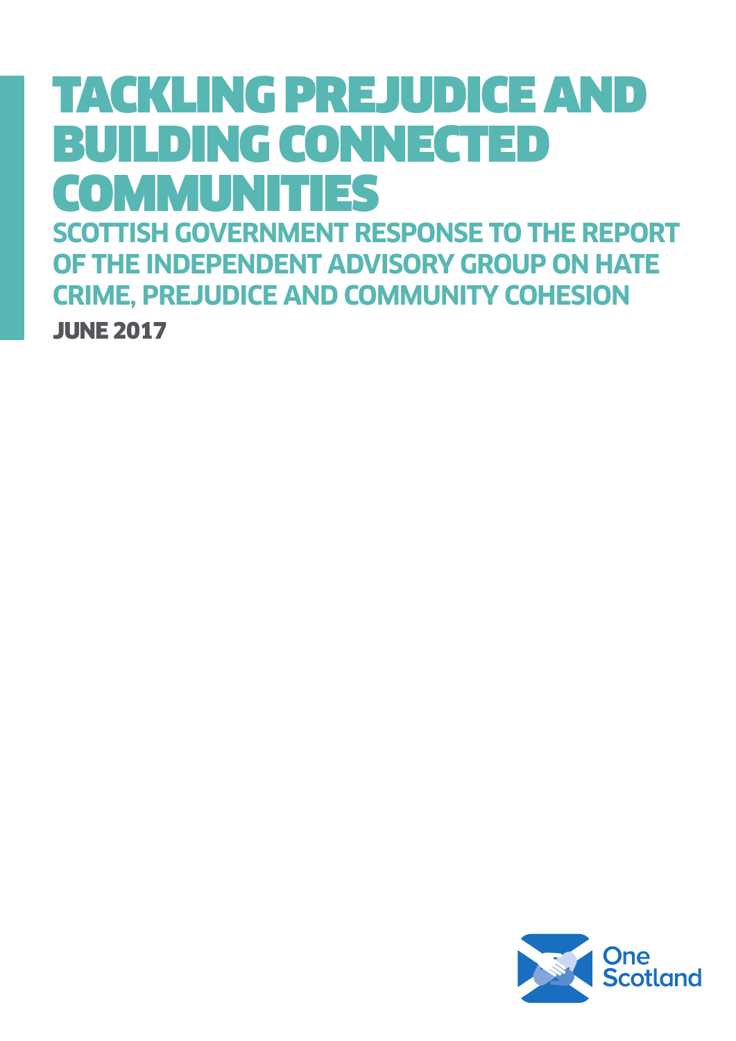# TACKLING PREJUDICE AND BUILDING CONNECTED COMMUNITIES

## SCOTTISH GOVERNMENT RESPONSE TO THE REPORT OF THE INDEPENDENT ADVISORY GROUP ON HATE CRIME, PREJUDICE AND COMMUNITY COHESION

**JUNE 2017**

One Scotland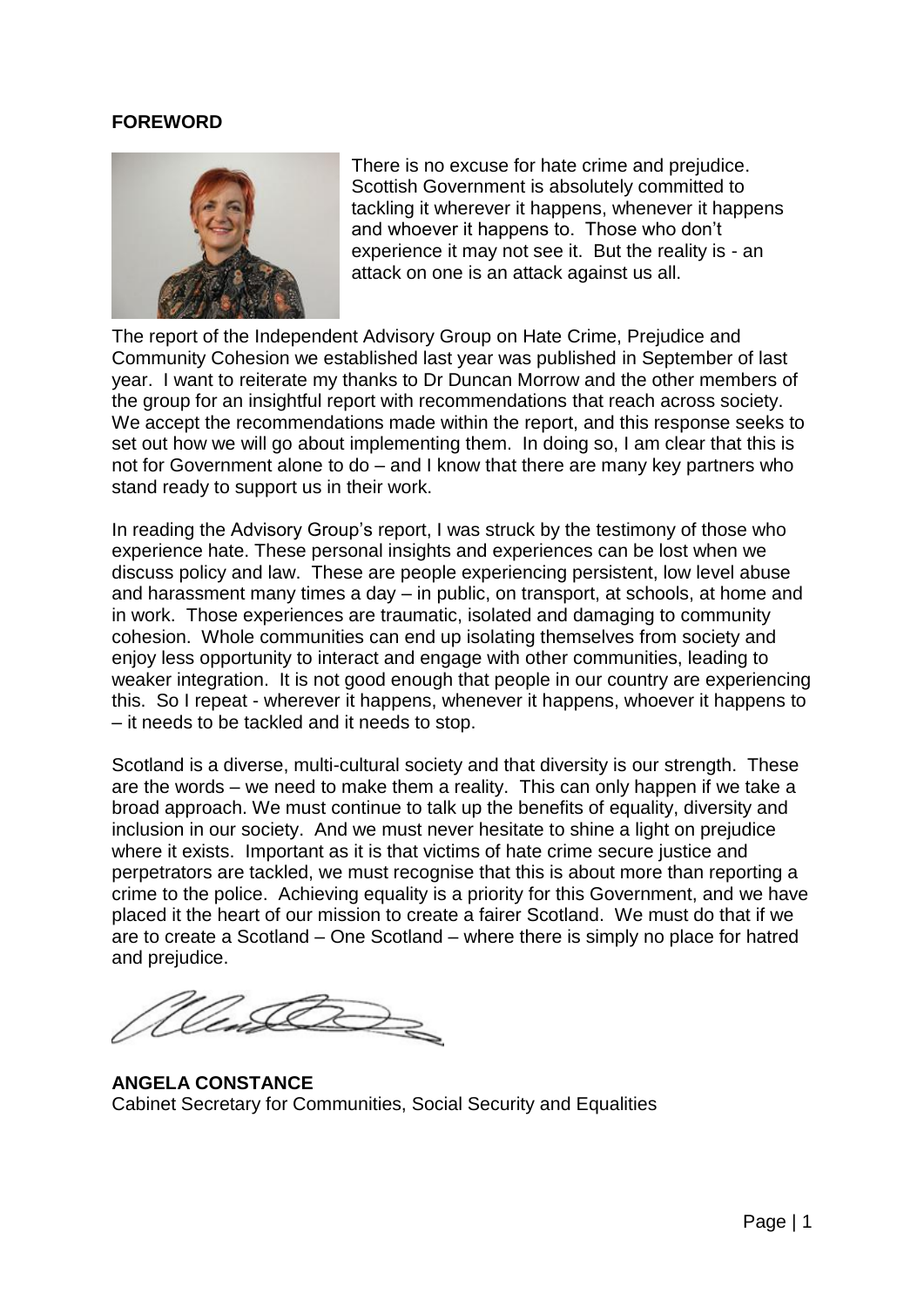**FOREWORD**

There is no excuse for hate crime and prejudice. Scottish Government is absolutely committed to tackling it wherever it happens, whenever it happens and whoever it happens to. Those who don't experience it may not see it. But the reality is - an attack on one is an attack against us all.

The report of the Independent Advisory Group on Hate Crime, Prejudice and Community Cohesion we established last year was published in September of last year. I want to reiterate my thanks to Dr Duncan Morrow and the other members of the group for an insightful report with recommendations that reach across society. We accept the recommendations made within the report, and this response seeks to set out how we will go about implementing them. In doing so, I am clear that this is not for Government alone to do – and I know that there are many key partners who stand ready to support us in their work.

In reading the Advisory Group's report, I was struck by the testimony of those who experience hate. These personal insights and experiences can be lost when we discuss policy and law. These are people experiencing persistent, low level abuse and harassment many times a day – in public, on transport, at schools, at home and in work. Those experiences are traumatic, isolated and damaging to community cohesion. Whole communities can end up isolating themselves from society and enjoy less opportunity to interact and engage with other communities, leading to weaker integration. It is not good enough that people in our country are experiencing this. So I repeat - wherever it happens, whenever it happens, whoever it happens to – it needs to be tackled and it needs to stop.

Scotland is a diverse, multi-cultural society and that diversity is our strength. These are the words – we need to make them a reality. This can only happen if we take a broad approach. We must continue to talk up the benefits of equality, diversity and inclusion in our society. And we must never hesitate to shine a light on prejudice where it exists. Important as it is that victims of hate crime secure justice and perpetrators are tackled, we must recognise that this is about more than reporting a crime to the police. Achieving equality is a priority for this Government, and we have placed it the heart of our mission to create a fairer Scotland. We must do that if we are to create a Scotland – One Scotland – where there is simply no place for hatred and prejudice.

**ANGELA CONSTANCE**
Cabinet Secretary for Communities, Social Security and Equalities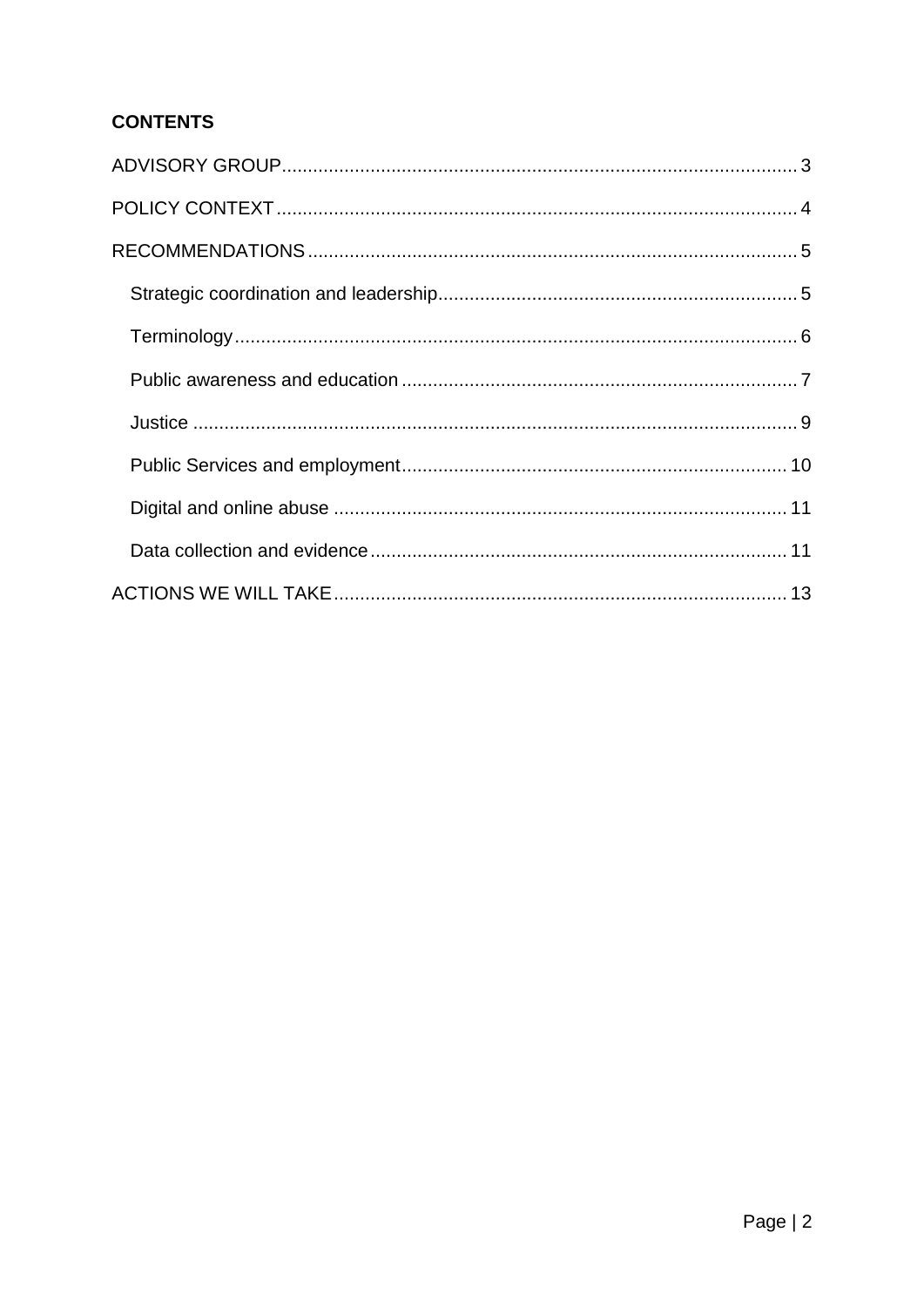**CONTENTS**

ADVISORY GROUP .......... 3

POLICY CONTEXT .......... 4

RECOMMENDATIONS .......... 5

- Strategic coordination and leadership .......... 5
- Terminology .......... 6
- Public awareness and education .......... 7
- Justice .......... 9
- Public Services and employment .......... 10
- Digital and online abuse .......... 11
- Data collection and evidence .......... 11

ACTIONS WE WILL TAKE .......... 13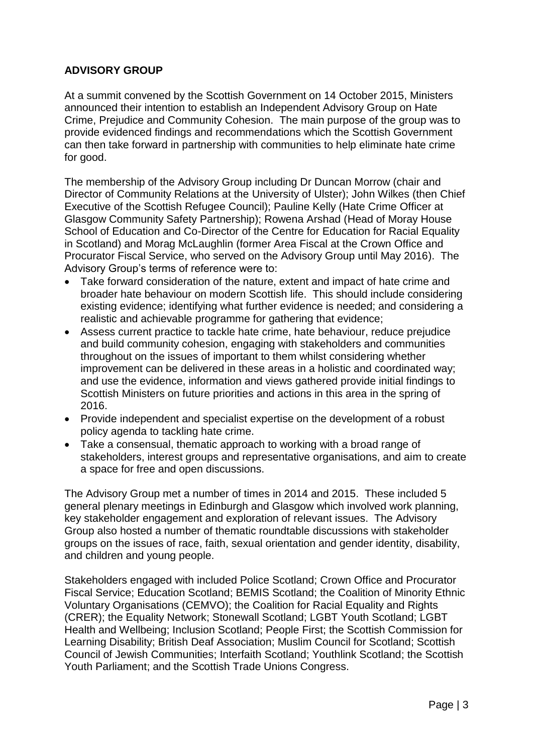## ADVISORY GROUP

At a summit convened by the Scottish Government on 14 October 2015, Ministers announced their intention to establish an Independent Advisory Group on Hate Crime, Prejudice and Community Cohesion. The main purpose of the group was to provide evidenced findings and recommendations which the Scottish Government can then take forward in partnership with communities to help eliminate hate crime for good.

The membership of the Advisory Group including Dr Duncan Morrow (chair and Director of Community Relations at the University of Ulster); John Wilkes (then Chief Executive of the Scottish Refugee Council); Pauline Kelly (Hate Crime Officer at Glasgow Community Safety Partnership); Rowena Arshad (Head of Moray House School of Education and Co-Director of the Centre for Education for Racial Equality in Scotland) and Morag McLaughlin (former Area Fiscal at the Crown Office and Procurator Fiscal Service, who served on the Advisory Group until May 2016). The Advisory Group's terms of reference were to:

- Take forward consideration of the nature, extent and impact of hate crime and broader hate behaviour on modern Scottish life. This should include considering existing evidence; identifying what further evidence is needed; and considering a realistic and achievable programme for gathering that evidence;
- Assess current practice to tackle hate crime, hate behaviour, reduce prejudice and build community cohesion, engaging with stakeholders and communities throughout on the issues of important to them whilst considering whether improvement can be delivered in these areas in a holistic and coordinated way; and use the evidence, information and views gathered provide initial findings to Scottish Ministers on future priorities and actions in this area in the spring of 2016.
- Provide independent and specialist expertise on the development of a robust policy agenda to tackling hate crime.
- Take a consensual, thematic approach to working with a broad range of stakeholders, interest groups and representative organisations, and aim to create a space for free and open discussions.

The Advisory Group met a number of times in 2014 and 2015. These included 5 general plenary meetings in Edinburgh and Glasgow which involved work planning, key stakeholder engagement and exploration of relevant issues. The Advisory Group also hosted a number of thematic roundtable discussions with stakeholder groups on the issues of race, faith, sexual orientation and gender identity, disability, and children and young people.

Stakeholders engaged with included Police Scotland; Crown Office and Procurator Fiscal Service; Education Scotland; BEMIS Scotland; the Coalition of Minority Ethnic Voluntary Organisations (CEMVO); the Coalition for Racial Equality and Rights (CRER); the Equality Network; Stonewall Scotland; LGBT Youth Scotland; LGBT Health and Wellbeing; Inclusion Scotland; People First; the Scottish Commission for Learning Disability; British Deaf Association; Muslim Council for Scotland; Scottish Council of Jewish Communities; Interfaith Scotland; Youthlink Scotland; the Scottish Youth Parliament; and the Scottish Trade Unions Congress.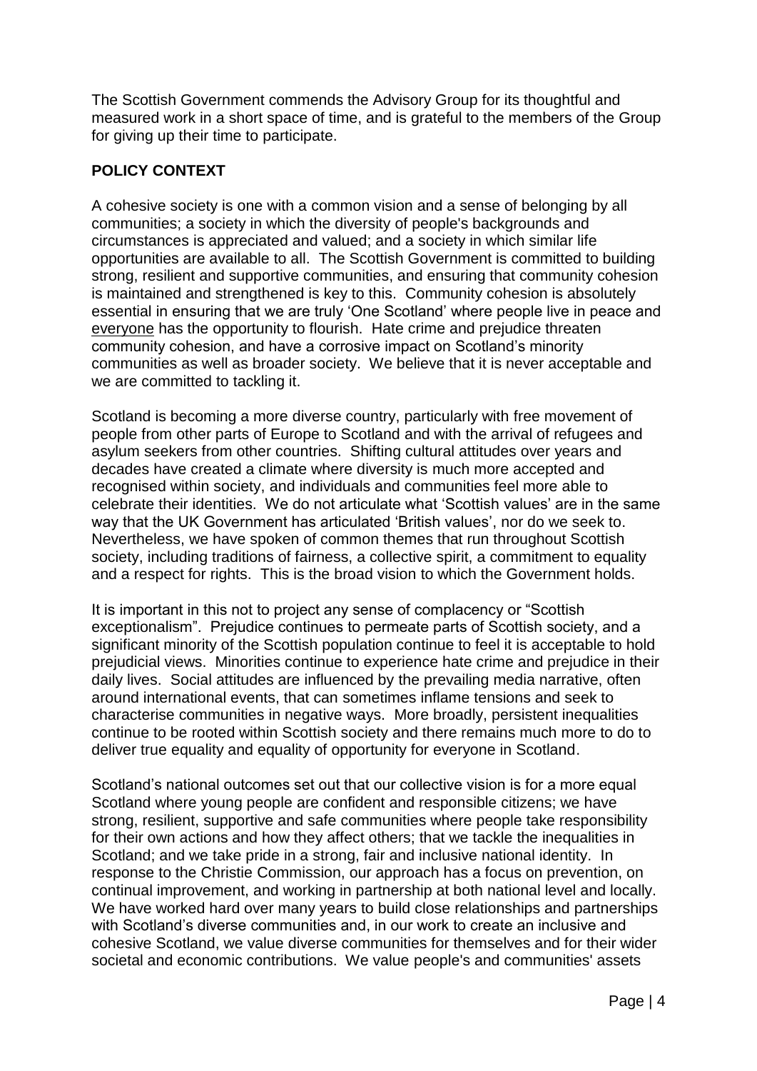The Scottish Government commends the Advisory Group for its thoughtful and measured work in a short space of time, and is grateful to the members of the Group for giving up their time to participate.

## POLICY CONTEXT

A cohesive society is one with a common vision and a sense of belonging by all communities; a society in which the diversity of people's backgrounds and circumstances is appreciated and valued; and a society in which similar life opportunities are available to all. The Scottish Government is committed to building strong, resilient and supportive communities, and ensuring that community cohesion is maintained and strengthened is key to this. Community cohesion is absolutely essential in ensuring that we are truly 'One Scotland' where people live in peace and everyone has the opportunity to flourish. Hate crime and prejudice threaten community cohesion, and have a corrosive impact on Scotland's minority communities as well as broader society. We believe that it is never acceptable and we are committed to tackling it.

Scotland is becoming a more diverse country, particularly with free movement of people from other parts of Europe to Scotland and with the arrival of refugees and asylum seekers from other countries. Shifting cultural attitudes over years and decades have created a climate where diversity is much more accepted and recognised within society, and individuals and communities feel more able to celebrate their identities. We do not articulate what 'Scottish values' are in the same way that the UK Government has articulated 'British values', nor do we seek to. Nevertheless, we have spoken of common themes that run throughout Scottish society, including traditions of fairness, a collective spirit, a commitment to equality and a respect for rights. This is the broad vision to which the Government holds.

It is important in this not to project any sense of complacency or "Scottish exceptionalism". Prejudice continues to permeate parts of Scottish society, and a significant minority of the Scottish population continue to feel it is acceptable to hold prejudicial views. Minorities continue to experience hate crime and prejudice in their daily lives. Social attitudes are influenced by the prevailing media narrative, often around international events, that can sometimes inflame tensions and seek to characterise communities in negative ways. More broadly, persistent inequalities continue to be rooted within Scottish society and there remains much more to do to deliver true equality and equality of opportunity for everyone in Scotland.

Scotland's national outcomes set out that our collective vision is for a more equal Scotland where young people are confident and responsible citizens; we have strong, resilient, supportive and safe communities where people take responsibility for their own actions and how they affect others; that we tackle the inequalities in Scotland; and we take pride in a strong, fair and inclusive national identity. In response to the Christie Commission, our approach has a focus on prevention, on continual improvement, and working in partnership at both national level and locally. We have worked hard over many years to build close relationships and partnerships with Scotland's diverse communities and, in our work to create an inclusive and cohesive Scotland, we value diverse communities for themselves and for their wider societal and economic contributions. We value people's and communities' assets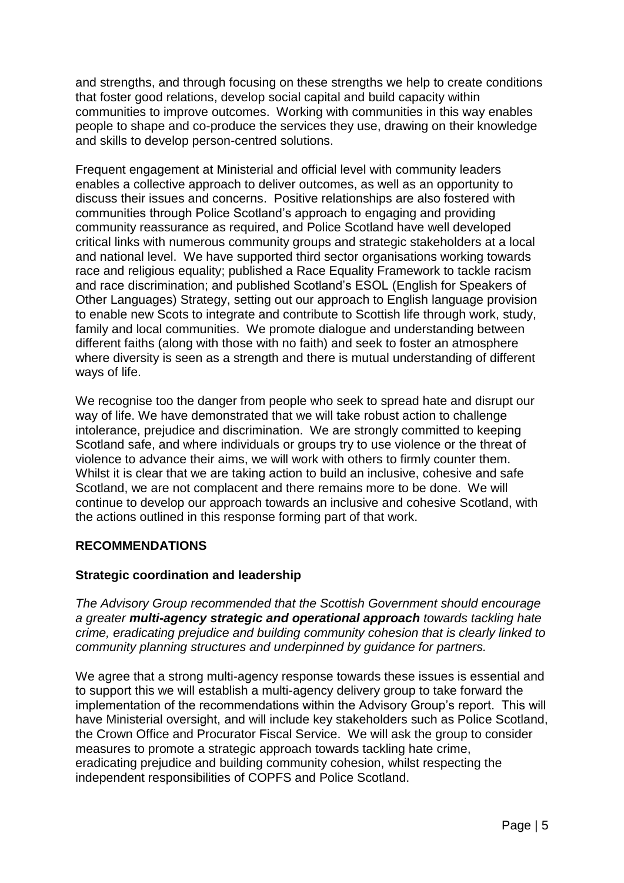and strengths, and through focusing on these strengths we help to create conditions that foster good relations, develop social capital and build capacity within communities to improve outcomes. Working with communities in this way enables people to shape and co-produce the services they use, drawing on their knowledge and skills to develop person-centred solutions.

Frequent engagement at Ministerial and official level with community leaders enables a collective approach to deliver outcomes, as well as an opportunity to discuss their issues and concerns. Positive relationships are also fostered with communities through Police Scotland's approach to engaging and providing community reassurance as required, and Police Scotland have well developed critical links with numerous community groups and strategic stakeholders at a local and national level. We have supported third sector organisations working towards race and religious equality; published a Race Equality Framework to tackle racism and race discrimination; and published Scotland's ESOL (English for Speakers of Other Languages) Strategy, setting out our approach to English language provision to enable new Scots to integrate and contribute to Scottish life through work, study, family and local communities. We promote dialogue and understanding between different faiths (along with those with no faith) and seek to foster an atmosphere where diversity is seen as a strength and there is mutual understanding of different ways of life.

We recognise too the danger from people who seek to spread hate and disrupt our way of life. We have demonstrated that we will take robust action to challenge intolerance, prejudice and discrimination. We are strongly committed to keeping Scotland safe, and where individuals or groups try to use violence or the threat of violence to advance their aims, we will work with others to firmly counter them. Whilst it is clear that we are taking action to build an inclusive, cohesive and safe Scotland, we are not complacent and there remains more to be done. We will continue to develop our approach towards an inclusive and cohesive Scotland, with the actions outlined in this response forming part of that work.

## RECOMMENDATIONS

### Strategic coordination and leadership

*The Advisory Group recommended that the Scottish Government should encourage a greater **multi-agency strategic and operational approach** towards tackling hate crime, eradicating prejudice and building community cohesion that is clearly linked to community planning structures and underpinned by guidance for partners.*

We agree that a strong multi-agency response towards these issues is essential and to support this we will establish a multi-agency delivery group to take forward the implementation of the recommendations within the Advisory Group's report. This will have Ministerial oversight, and will include key stakeholders such as Police Scotland, the Crown Office and Procurator Fiscal Service. We will ask the group to consider measures to promote a strategic approach towards tackling hate crime, eradicating prejudice and building community cohesion, whilst respecting the independent responsibilities of COPFS and Police Scotland.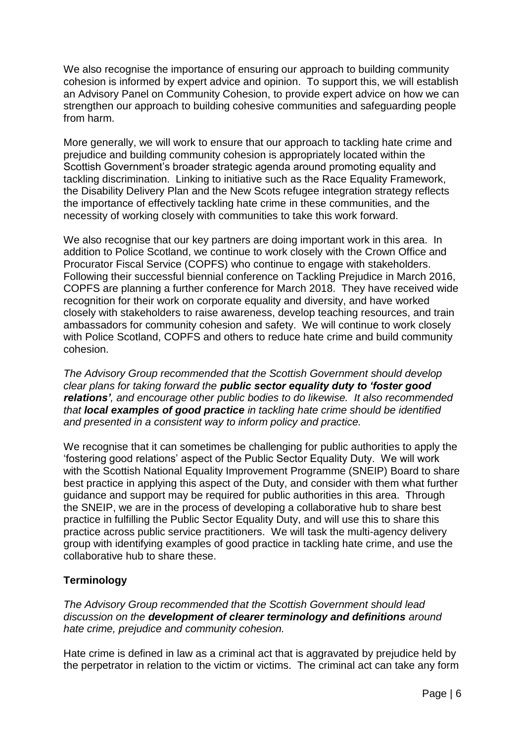We also recognise the importance of ensuring our approach to building community cohesion is informed by expert advice and opinion. To support this, we will establish an Advisory Panel on Community Cohesion, to provide expert advice on how we can strengthen our approach to building cohesive communities and safeguarding people from harm.

More generally, we will work to ensure that our approach to tackling hate crime and prejudice and building community cohesion is appropriately located within the Scottish Government's broader strategic agenda around promoting equality and tackling discrimination. Linking to initiative such as the Race Equality Framework, the Disability Delivery Plan and the New Scots refugee integration strategy reflects the importance of effectively tackling hate crime in these communities, and the necessity of working closely with communities to take this work forward.

We also recognise that our key partners are doing important work in this area. In addition to Police Scotland, we continue to work closely with the Crown Office and Procurator Fiscal Service (COPFS) who continue to engage with stakeholders. Following their successful biennial conference on Tackling Prejudice in March 2016, COPFS are planning a further conference for March 2018. They have received wide recognition for their work on corporate equality and diversity, and have worked closely with stakeholders to raise awareness, develop teaching resources, and train ambassadors for community cohesion and safety. We will continue to work closely with Police Scotland, COPFS and others to reduce hate crime and build community cohesion.

*The Advisory Group recommended that the Scottish Government should develop clear plans for taking forward the **public sector equality duty to 'foster good relations'**, and encourage other public bodies to do likewise. It also recommended that **local examples of good practice** in tackling hate crime should be identified and presented in a consistent way to inform policy and practice.*

We recognise that it can sometimes be challenging for public authorities to apply the 'fostering good relations' aspect of the Public Sector Equality Duty. We will work with the Scottish National Equality Improvement Programme (SNEIP) Board to share best practice in applying this aspect of the Duty, and consider with them what further guidance and support may be required for public authorities in this area. Through the SNEIP, we are in the process of developing a collaborative hub to share best practice in fulfilling the Public Sector Equality Duty, and will use this to share this practice across public service practitioners. We will task the multi-agency delivery group with identifying examples of good practice in tackling hate crime, and use the collaborative hub to share these.

**Terminology**

*The Advisory Group recommended that the Scottish Government should lead discussion on the **development of clearer terminology and definitions** around hate crime, prejudice and community cohesion.*

Hate crime is defined in law as a criminal act that is aggravated by prejudice held by the perpetrator in relation to the victim or victims. The criminal act can take any form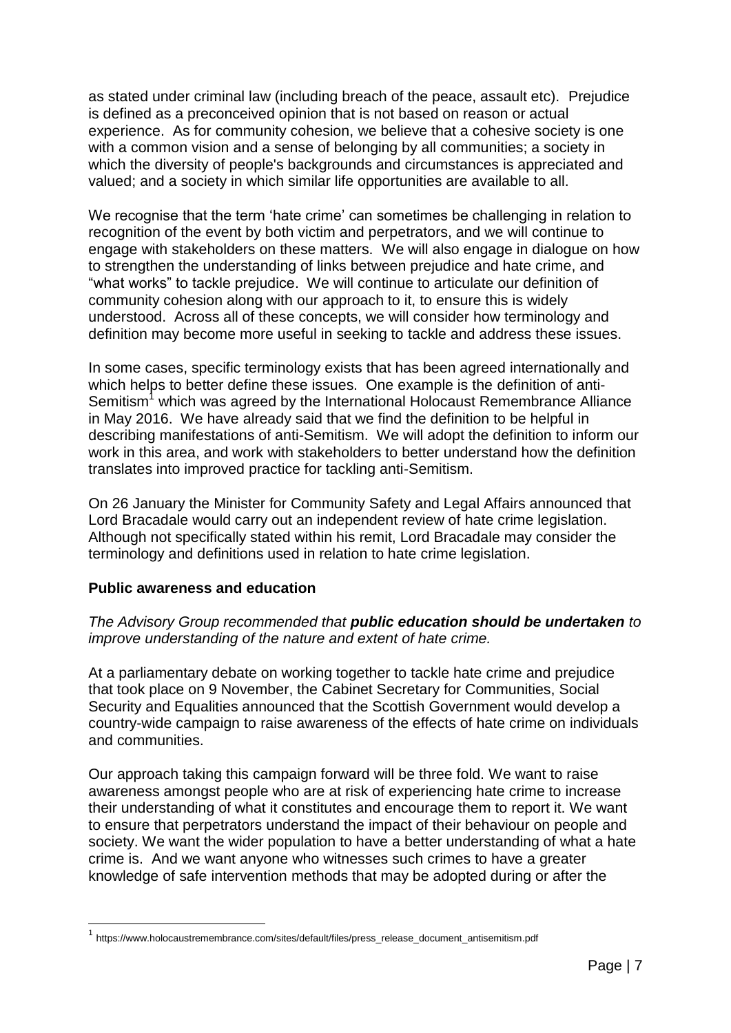as stated under criminal law (including breach of the peace, assault etc). Prejudice is defined as a preconceived opinion that is not based on reason or actual experience. As for community cohesion, we believe that a cohesive society is one with a common vision and a sense of belonging by all communities; a society in which the diversity of people's backgrounds and circumstances is appreciated and valued; and a society in which similar life opportunities are available to all.

We recognise that the term 'hate crime' can sometimes be challenging in relation to recognition of the event by both victim and perpetrators, and we will continue to engage with stakeholders on these matters. We will also engage in dialogue on how to strengthen the understanding of links between prejudice and hate crime, and "what works" to tackle prejudice. We will continue to articulate our definition of community cohesion along with our approach to it, to ensure this is widely understood. Across all of these concepts, we will consider how terminology and definition may become more useful in seeking to tackle and address these issues.

In some cases, specific terminology exists that has been agreed internationally and which helps to better define these issues. One example is the definition of anti-Semitism[1] which was agreed by the International Holocaust Remembrance Alliance in May 2016. We have already said that we find the definition to be helpful in describing manifestations of anti-Semitism. We will adopt the definition to inform our work in this area, and work with stakeholders to better understand how the definition translates into improved practice for tackling anti-Semitism.

On 26 January the Minister for Community Safety and Legal Affairs announced that Lord Bracadale would carry out an independent review of hate crime legislation. Although not specifically stated within his remit, Lord Bracadale may consider the terminology and definitions used in relation to hate crime legislation.

### Public awareness and education

*The Advisory Group recommended that **public education should be undertaken** to improve understanding of the nature and extent of hate crime.*

At a parliamentary debate on working together to tackle hate crime and prejudice that took place on 9 November, the Cabinet Secretary for Communities, Social Security and Equalities announced that the Scottish Government would develop a country-wide campaign to raise awareness of the effects of hate crime on individuals and communities.

Our approach taking this campaign forward will be three fold. We want to raise awareness amongst people who are at risk of experiencing hate crime to increase their understanding of what it constitutes and encourage them to report it. We want to ensure that perpetrators understand the impact of their behaviour on people and society. We want the wider population to have a better understanding of what a hate crime is. And we want anyone who witnesses such crimes to have a greater knowledge of safe intervention methods that may be adopted during or after the

[1] https://www.holocaustremembrance.com/sites/default/files/press_release_document_antisemitism.pdf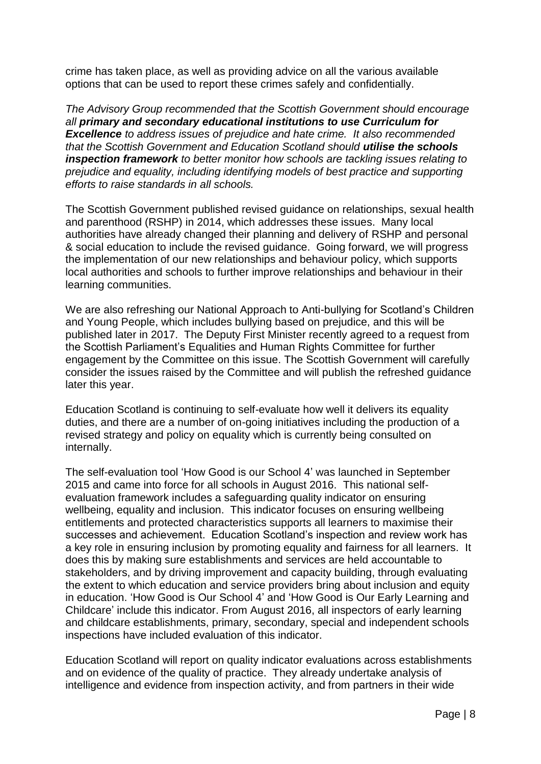crime has taken place, as well as providing advice on all the various available options that can be used to report these crimes safely and confidentially.

*The Advisory Group recommended that the Scottish Government should encourage all* ***primary and secondary educational institutions to use Curriculum for Excellence*** *to address issues of prejudice and hate crime. It also recommended that the Scottish Government and Education Scotland should* ***utilise the schools inspection framework*** *to better monitor how schools are tackling issues relating to prejudice and equality, including identifying models of best practice and supporting efforts to raise standards in all schools.*

The Scottish Government published revised guidance on relationships, sexual health and parenthood (RSHP) in 2014, which addresses these issues. Many local authorities have already changed their planning and delivery of RSHP and personal & social education to include the revised guidance. Going forward, we will progress the implementation of our new relationships and behaviour policy, which supports local authorities and schools to further improve relationships and behaviour in their learning communities.

We are also refreshing our National Approach to Anti-bullying for Scotland's Children and Young People, which includes bullying based on prejudice, and this will be published later in 2017. The Deputy First Minister recently agreed to a request from the Scottish Parliament's Equalities and Human Rights Committee for further engagement by the Committee on this issue. The Scottish Government will carefully consider the issues raised by the Committee and will publish the refreshed guidance later this year.

Education Scotland is continuing to self-evaluate how well it delivers its equality duties, and there are a number of on-going initiatives including the production of a revised strategy and policy on equality which is currently being consulted on internally.

The self-evaluation tool 'How Good is our School 4' was launched in September 2015 and came into force for all schools in August 2016. This national self-evaluation framework includes a safeguarding quality indicator on ensuring wellbeing, equality and inclusion. This indicator focuses on ensuring wellbeing entitlements and protected characteristics supports all learners to maximise their successes and achievement. Education Scotland's inspection and review work has a key role in ensuring inclusion by promoting equality and fairness for all learners. It does this by making sure establishments and services are held accountable to stakeholders, and by driving improvement and capacity building, through evaluating the extent to which education and service providers bring about inclusion and equity in education. 'How Good is Our School 4' and 'How Good is Our Early Learning and Childcare' include this indicator. From August 2016, all inspectors of early learning and childcare establishments, primary, secondary, special and independent schools inspections have included evaluation of this indicator.

Education Scotland will report on quality indicator evaluations across establishments and on evidence of the quality of practice. They already undertake analysis of intelligence and evidence from inspection activity, and from partners in their wide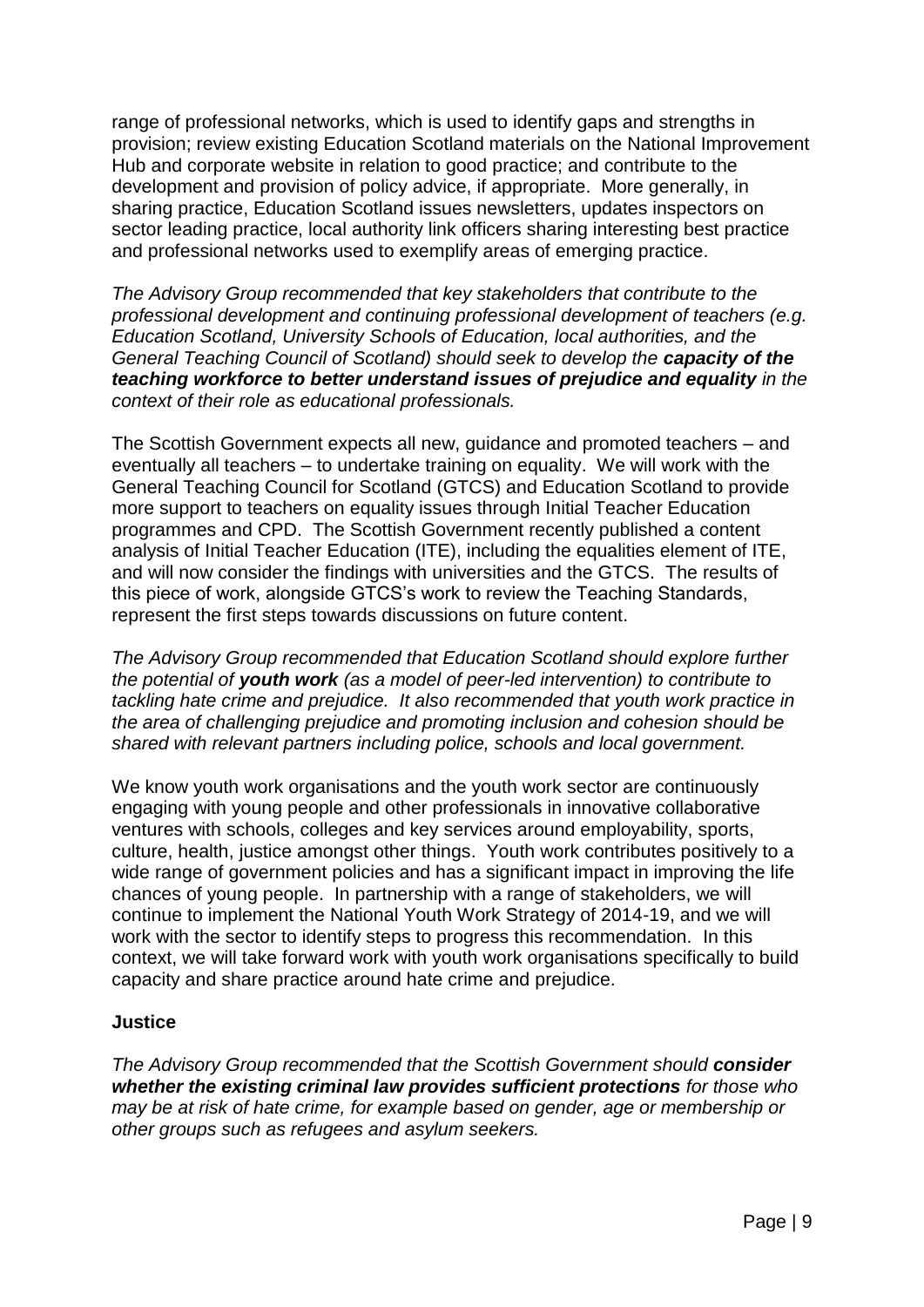range of professional networks, which is used to identify gaps and strengths in provision; review existing Education Scotland materials on the National Improvement Hub and corporate website in relation to good practice; and contribute to the development and provision of policy advice, if appropriate. More generally, in sharing practice, Education Scotland issues newsletters, updates inspectors on sector leading practice, local authority link officers sharing interesting best practice and professional networks used to exemplify areas of emerging practice.

*The Advisory Group recommended that key stakeholders that contribute to the professional development and continuing professional development of teachers (e.g. Education Scotland, University Schools of Education, local authorities, and the General Teaching Council of Scotland) should seek to develop the* ***capacity of the teaching workforce to better understand issues of prejudice and equality*** *in the context of their role as educational professionals.*

The Scottish Government expects all new, guidance and promoted teachers – and eventually all teachers – to undertake training on equality. We will work with the General Teaching Council for Scotland (GTCS) and Education Scotland to provide more support to teachers on equality issues through Initial Teacher Education programmes and CPD. The Scottish Government recently published a content analysis of Initial Teacher Education (ITE), including the equalities element of ITE, and will now consider the findings with universities and the GTCS. The results of this piece of work, alongside GTCS's work to review the Teaching Standards, represent the first steps towards discussions on future content.

*The Advisory Group recommended that Education Scotland should explore further the potential of* ***youth work*** *(as a model of peer-led intervention) to contribute to tackling hate crime and prejudice. It also recommended that youth work practice in the area of challenging prejudice and promoting inclusion and cohesion should be shared with relevant partners including police, schools and local government.*

We know youth work organisations and the youth work sector are continuously engaging with young people and other professionals in innovative collaborative ventures with schools, colleges and key services around employability, sports, culture, health, justice amongst other things. Youth work contributes positively to a wide range of government policies and has a significant impact in improving the life chances of young people. In partnership with a range of stakeholders, we will continue to implement the National Youth Work Strategy of 2014-19, and we will work with the sector to identify steps to progress this recommendation. In this context, we will take forward work with youth work organisations specifically to build capacity and share practice around hate crime and prejudice.

**Justice**

*The Advisory Group recommended that the Scottish Government should* ***consider whether the existing criminal law provides sufficient protections*** *for those who may be at risk of hate crime, for example based on gender, age or membership or other groups such as refugees and asylum seekers.*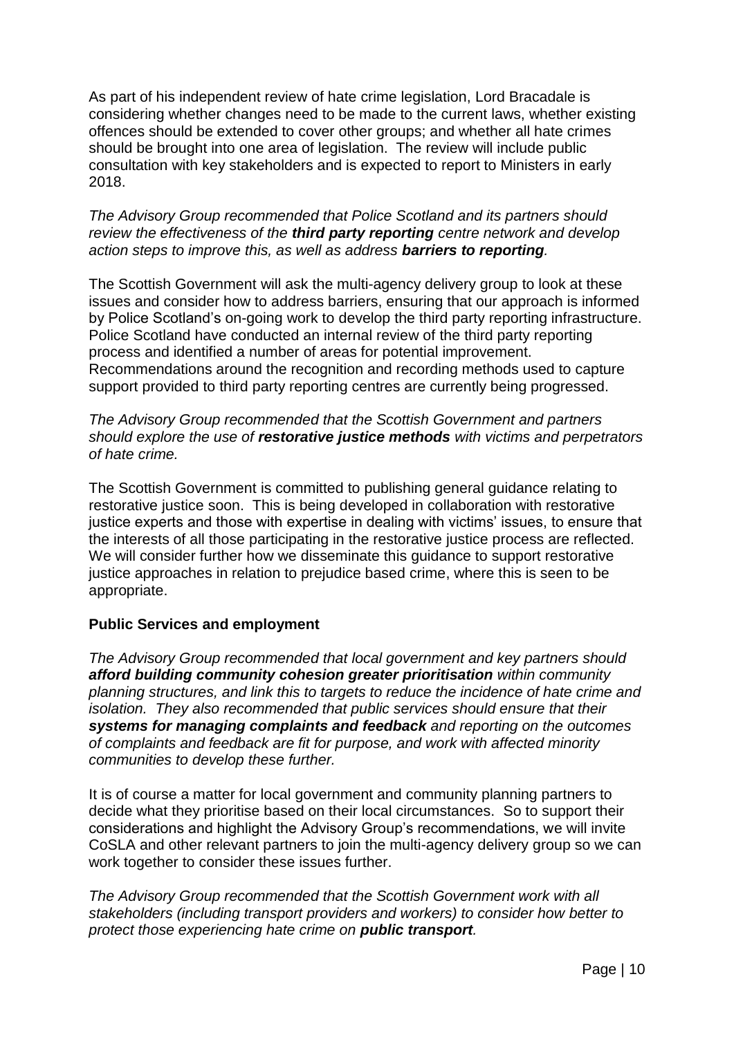As part of his independent review of hate crime legislation, Lord Bracadale is considering whether changes need to be made to the current laws, whether existing offences should be extended to cover other groups; and whether all hate crimes should be brought into one area of legislation. The review will include public consultation with key stakeholders and is expected to report to Ministers in early 2018.

*The Advisory Group recommended that Police Scotland and its partners should review the effectiveness of the **third party reporting** centre network and develop action steps to improve this, as well as address **barriers to reporting**.*

The Scottish Government will ask the multi-agency delivery group to look at these issues and consider how to address barriers, ensuring that our approach is informed by Police Scotland's on-going work to develop the third party reporting infrastructure. Police Scotland have conducted an internal review of the third party reporting process and identified a number of areas for potential improvement. Recommendations around the recognition and recording methods used to capture support provided to third party reporting centres are currently being progressed.

*The Advisory Group recommended that the Scottish Government and partners should explore the use of **restorative justice methods** with victims and perpetrators of hate crime.*

The Scottish Government is committed to publishing general guidance relating to restorative justice soon. This is being developed in collaboration with restorative justice experts and those with expertise in dealing with victims' issues, to ensure that the interests of all those participating in the restorative justice process are reflected. We will consider further how we disseminate this guidance to support restorative justice approaches in relation to prejudice based crime, where this is seen to be appropriate.

**Public Services and employment**

*The Advisory Group recommended that local government and key partners should **afford building community cohesion greater prioritisation** within community planning structures, and link this to targets to reduce the incidence of hate crime and isolation. They also recommended that public services should ensure that their **systems for managing complaints and feedback** and reporting on the outcomes of complaints and feedback are fit for purpose, and work with affected minority communities to develop these further.*

It is of course a matter for local government and community planning partners to decide what they prioritise based on their local circumstances. So to support their considerations and highlight the Advisory Group's recommendations, we will invite CoSLA and other relevant partners to join the multi-agency delivery group so we can work together to consider these issues further.

*The Advisory Group recommended that the Scottish Government work with all stakeholders (including transport providers and workers) to consider how better to protect those experiencing hate crime on **public transport**.*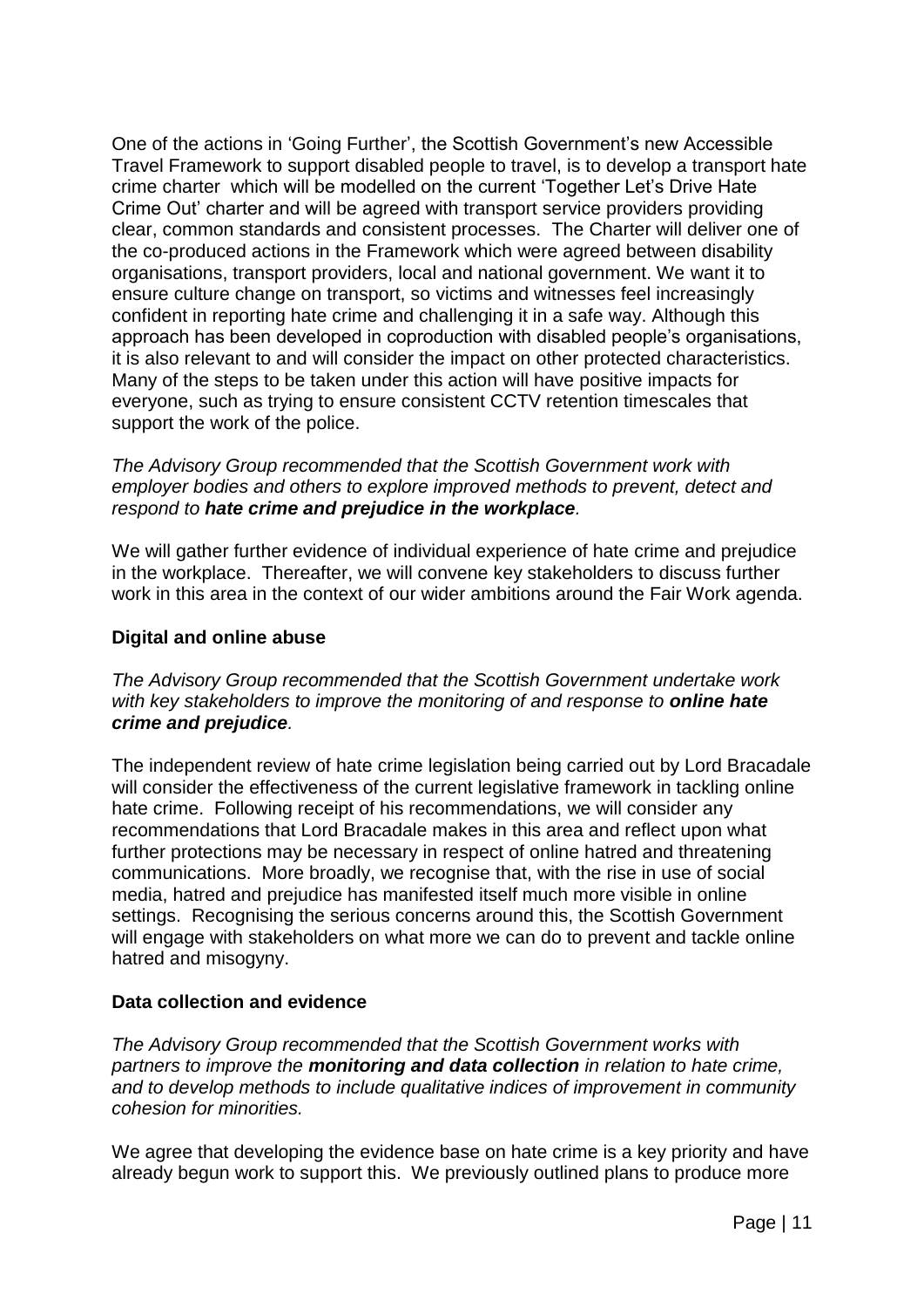One of the actions in 'Going Further', the Scottish Government's new Accessible Travel Framework to support disabled people to travel, is to develop a transport hate crime charter which will be modelled on the current 'Together Let's Drive Hate Crime Out' charter and will be agreed with transport service providers providing clear, common standards and consistent processes. The Charter will deliver one of the co-produced actions in the Framework which were agreed between disability organisations, transport providers, local and national government. We want it to ensure culture change on transport, so victims and witnesses feel increasingly confident in reporting hate crime and challenging it in a safe way. Although this approach has been developed in coproduction with disabled people's organisations, it is also relevant to and will consider the impact on other protected characteristics. Many of the steps to be taken under this action will have positive impacts for everyone, such as trying to ensure consistent CCTV retention timescales that support the work of the police.

*The Advisory Group recommended that the Scottish Government work with employer bodies and others to explore improved methods to prevent, detect and respond to **hate crime and prejudice in the workplace**.*

We will gather further evidence of individual experience of hate crime and prejudice in the workplace. Thereafter, we will convene key stakeholders to discuss further work in this area in the context of our wider ambitions around the Fair Work agenda.

**Digital and online abuse**

*The Advisory Group recommended that the Scottish Government undertake work with key stakeholders to improve the monitoring of and response to **online hate crime and prejudice**.*

The independent review of hate crime legislation being carried out by Lord Bracadale will consider the effectiveness of the current legislative framework in tackling online hate crime. Following receipt of his recommendations, we will consider any recommendations that Lord Bracadale makes in this area and reflect upon what further protections may be necessary in respect of online hatred and threatening communications. More broadly, we recognise that, with the rise in use of social media, hatred and prejudice has manifested itself much more visible in online settings. Recognising the serious concerns around this, the Scottish Government will engage with stakeholders on what more we can do to prevent and tackle online hatred and misogyny.

**Data collection and evidence**

*The Advisory Group recommended that the Scottish Government works with partners to improve the **monitoring and data collection** in relation to hate crime, and to develop methods to include qualitative indices of improvement in community cohesion for minorities.*

We agree that developing the evidence base on hate crime is a key priority and have already begun work to support this. We previously outlined plans to produce more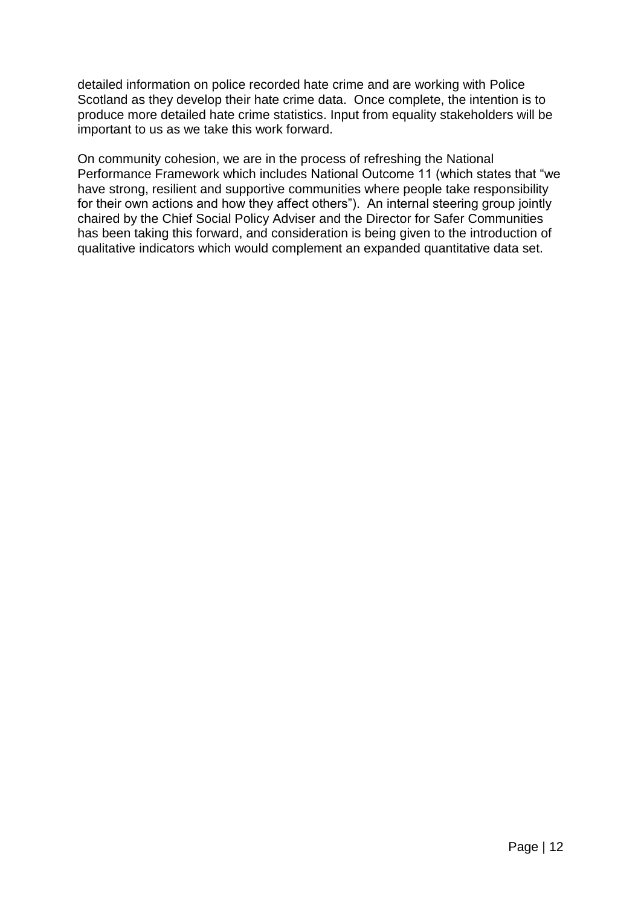detailed information on police recorded hate crime and are working with Police Scotland as they develop their hate crime data. Once complete, the intention is to produce more detailed hate crime statistics. Input from equality stakeholders will be important to us as we take this work forward.

On community cohesion, we are in the process of refreshing the National Performance Framework which includes National Outcome 11 (which states that "we have strong, resilient and supportive communities where people take responsibility for their own actions and how they affect others"). An internal steering group jointly chaired by the Chief Social Policy Adviser and the Director for Safer Communities has been taking this forward, and consideration is being given to the introduction of qualitative indicators which would complement an expanded quantitative data set.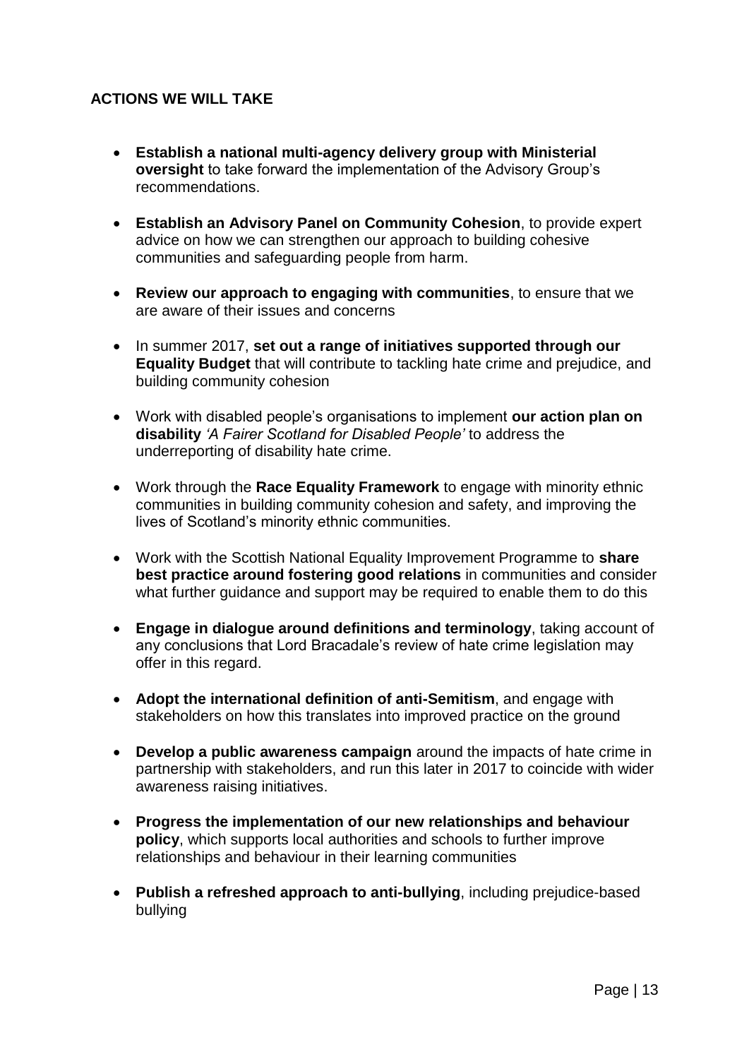## ACTIONS WE WILL TAKE

- **Establish a national multi-agency delivery group with Ministerial oversight** to take forward the implementation of the Advisory Group's recommendations.
- **Establish an Advisory Panel on Community Cohesion**, to provide expert advice on how we can strengthen our approach to building cohesive communities and safeguarding people from harm.
- **Review our approach to engaging with communities**, to ensure that we are aware of their issues and concerns
- In summer 2017, **set out a range of initiatives supported through our Equality Budget** that will contribute to tackling hate crime and prejudice, and building community cohesion
- Work with disabled people's organisations to implement **our action plan on disability** *'A Fairer Scotland for Disabled People'* to address the underreporting of disability hate crime.
- Work through the **Race Equality Framework** to engage with minority ethnic communities in building community cohesion and safety, and improving the lives of Scotland's minority ethnic communities.
- Work with the Scottish National Equality Improvement Programme to **share best practice around fostering good relations** in communities and consider what further guidance and support may be required to enable them to do this
- **Engage in dialogue around definitions and terminology**, taking account of any conclusions that Lord Bracadale's review of hate crime legislation may offer in this regard.
- **Adopt the international definition of anti-Semitism**, and engage with stakeholders on how this translates into improved practice on the ground
- **Develop a public awareness campaign** around the impacts of hate crime in partnership with stakeholders, and run this later in 2017 to coincide with wider awareness raising initiatives.
- **Progress the implementation of our new relationships and behaviour policy**, which supports local authorities and schools to further improve relationships and behaviour in their learning communities
- **Publish a refreshed approach to anti-bullying**, including prejudice-based bullying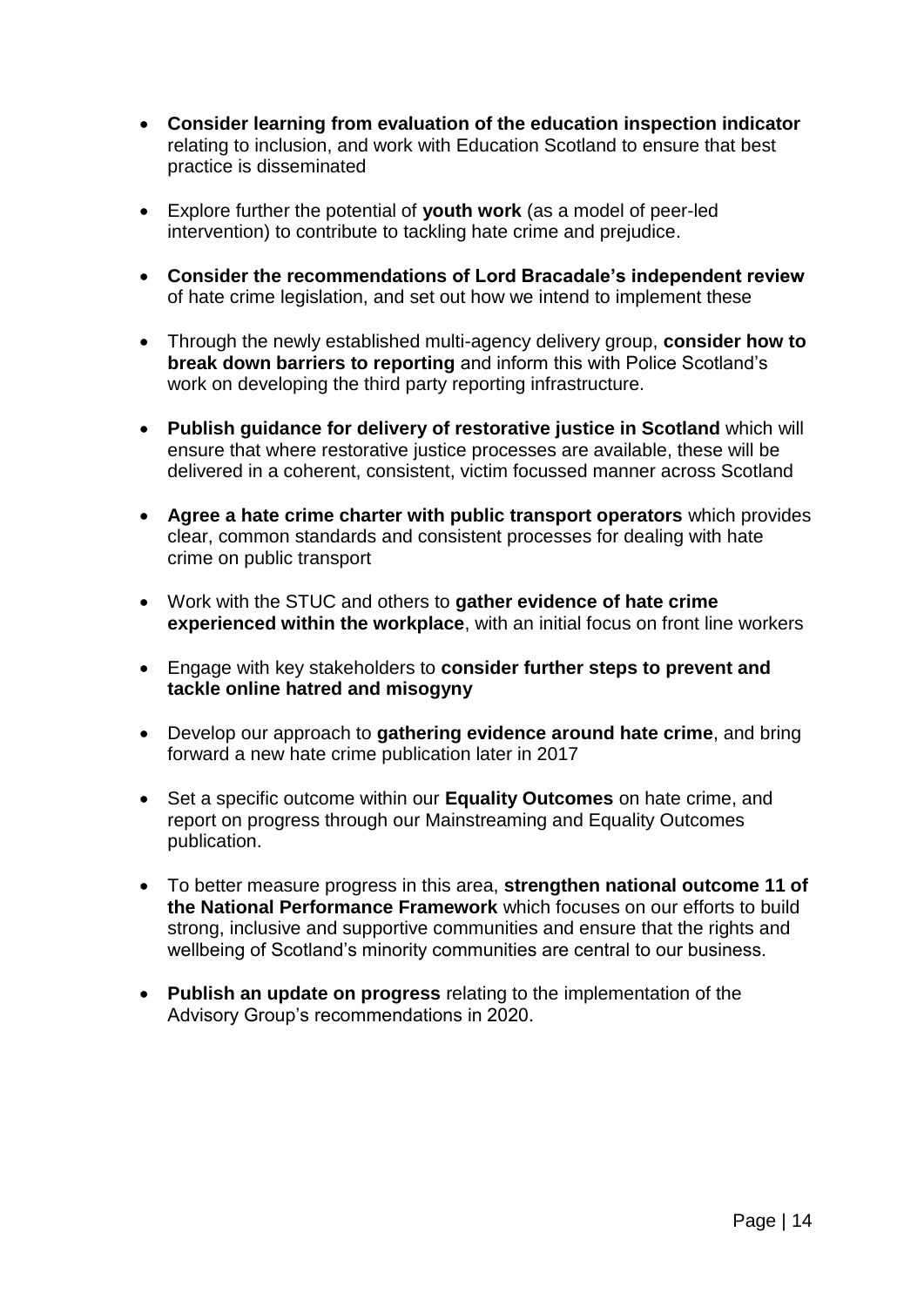- **Consider learning from evaluation of the education inspection indicator** relating to inclusion, and work with Education Scotland to ensure that best practice is disseminated

- Explore further the potential of **youth work** (as a model of peer-led intervention) to contribute to tackling hate crime and prejudice.

- **Consider the recommendations of Lord Bracadale's independent review** of hate crime legislation, and set out how we intend to implement these

- Through the newly established multi-agency delivery group, **consider how to break down barriers to reporting** and inform this with Police Scotland's work on developing the third party reporting infrastructure.

- **Publish guidance for delivery of restorative justice in Scotland** which will ensure that where restorative justice processes are available, these will be delivered in a coherent, consistent, victim focussed manner across Scotland

- **Agree a hate crime charter with public transport operators** which provides clear, common standards and consistent processes for dealing with hate crime on public transport

- Work with the STUC and others to **gather evidence of hate crime experienced within the workplace**, with an initial focus on front line workers

- Engage with key stakeholders to **consider further steps to prevent and tackle online hatred and misogyny**

- Develop our approach to **gathering evidence around hate crime**, and bring forward a new hate crime publication later in 2017

- Set a specific outcome within our **Equality Outcomes** on hate crime, and report on progress through our Mainstreaming and Equality Outcomes publication.

- To better measure progress in this area, **strengthen national outcome 11 of the National Performance Framework** which focuses on our efforts to build strong, inclusive and supportive communities and ensure that the rights and wellbeing of Scotland's minority communities are central to our business.

- **Publish an update on progress** relating to the implementation of the Advisory Group's recommendations in 2020.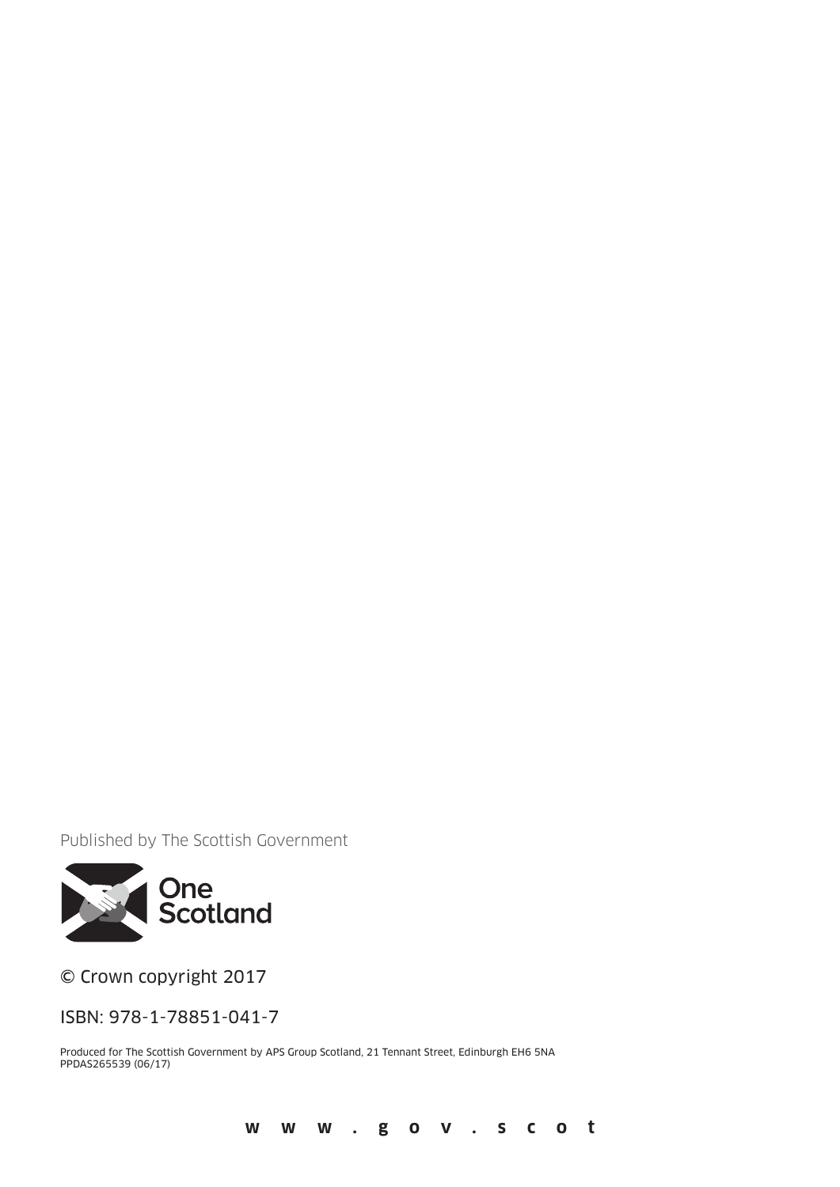Published by The Scottish Government

One Scotland

© Crown copyright 2017

ISBN: 978-1-78851-041-7

Produced for The Scottish Government by APS Group Scotland, 21 Tennant Street, Edinburgh EH6 5NA
PPDAS265539 (06/17)

**w w w . g o v . s c o t**